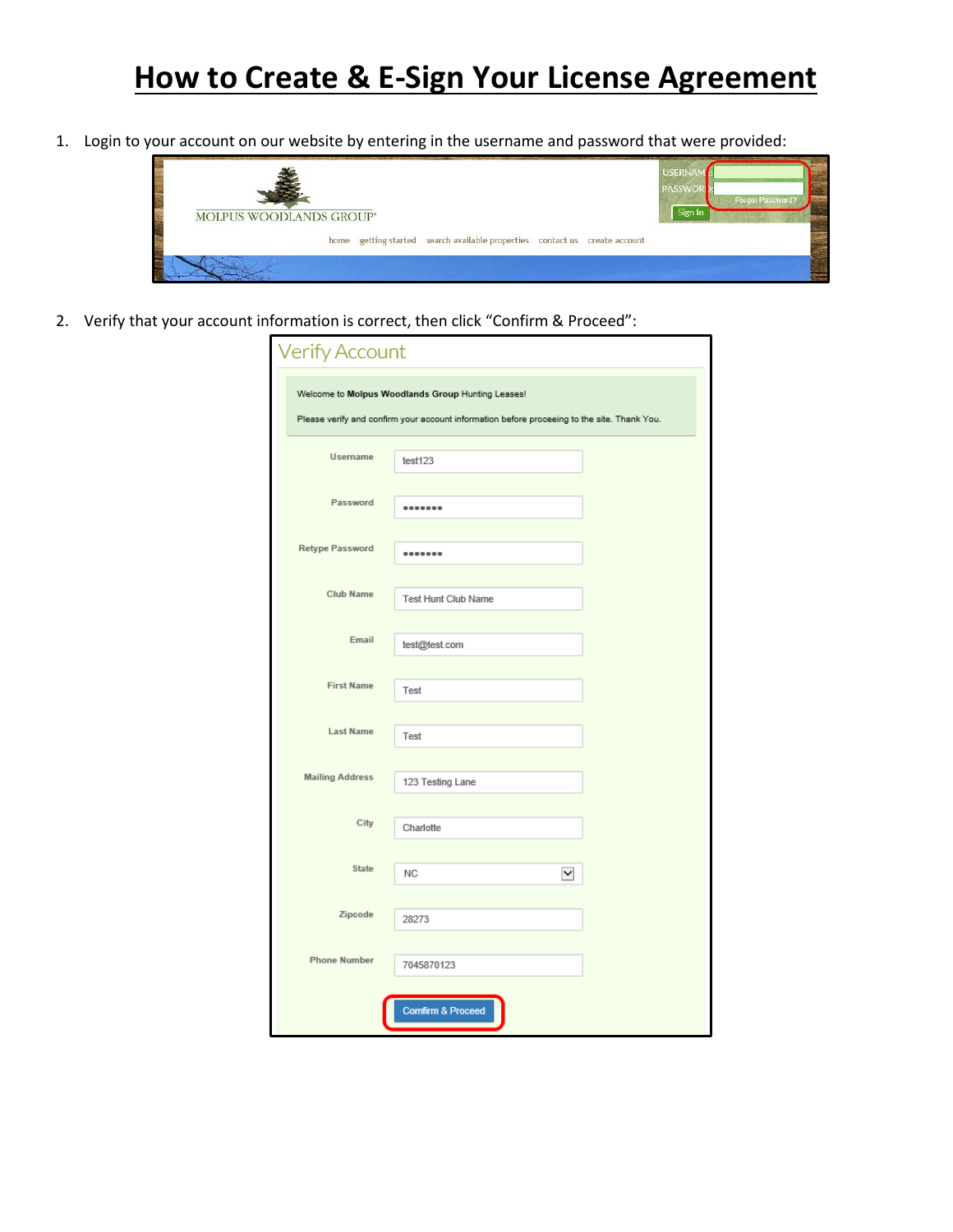# How to Create & E-Sign Your License Agreement

1. Login to your account on our website by entering in the username and password that were provided:

MOLPUS WOODLANDS GROUP

home getting started search available properties contact us create account

USERNAME

PASSWORD

Forgot Password?

Sign In

2. Verify that your account information is correct, then click "Confirm & Proceed":

Verify Account

Welcome to **Molpus Woodlands Group** Hunting Leases!

Please verify and confirm your account information before proceeing to the site. Thank You.

| | |
|---|---|
| Username | test123 |
| Password | ••••••• |
| Retype Password | ••••••• |
| Club Name | Test Hunt Club Name |
| Email | test@test.com |
| First Name | Test |
| Last Name | Test |
| Mailing Address | 123 Testing Lane |
| City | Charlotte |
| State | NC |
| Zipcode | 28273 |
| Phone Number | 7045870123 |

Comfirm & Proceed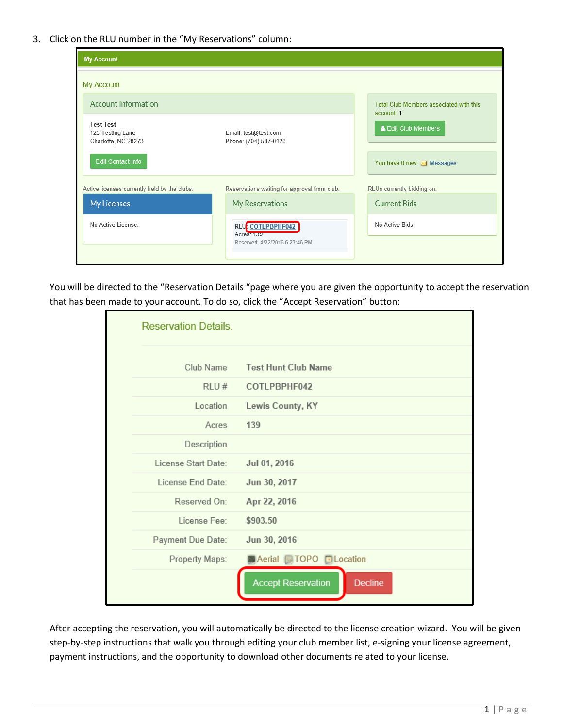3. Click on the RLU number in the "My Reservations" column:

My Account

My Account

Account Information

Test Test
123 Testing Lane
Charlotte, NC 28273

Email: test@test.com
Phone: (704) 587-0123

Edit Contact Info

Total Club Members associated with this account: 1

Edit Club Members

You have 0 new Messages

Active licenses currently held by the clubs.

My Licenses

No Active License.

Reservations waiting for approval from club.

My Reservations

RLU: COTLPBPHF042
Acres: 139
Reserved: 4/22/2016 6:27:46 PM

RLUs currently bidding on.

Current Bids

No Active Bids.

You will be directed to the "Reservation Details "page where you are given the opportunity to accept the reservation that has been made to your account. To do so, click the "Accept Reservation" button:

Reservation Details.

| | |
|---|---|
| Club Name | Test Hunt Club Name |
| RLU # | COTLPBPHF042 |
| Location | Lewis County, KY |
| Acres | 139 |
| Description | |
| License Start Date: | Jul 01, 2016 |
| License End Date: | Jun 30, 2017 |
| Reserved On: | Apr 22, 2016 |
| License Fee: | $903.50 |
| Payment Due Date: | Jun 30, 2016 |
| Property Maps: | Aerial TOPO Location |

Accept Reservation | Decline

After accepting the reservation, you will automatically be directed to the license creation wizard. You will be given step-by-step instructions that walk you through editing your club member list, e-signing your license agreement, payment instructions, and the opportunity to download other documents related to your license.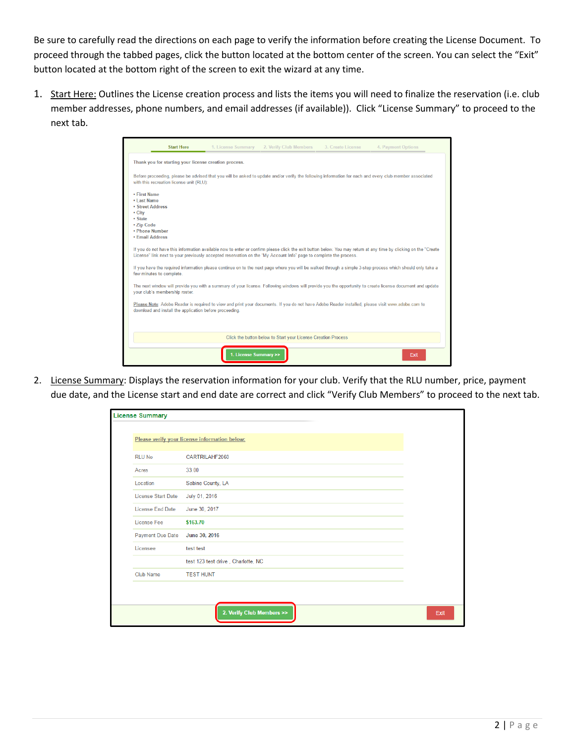Be sure to carefully read the directions on each page to verify the information before creating the License Document. To proceed through the tabbed pages, click the button located at the bottom center of the screen. You can select the "Exit" button located at the bottom right of the screen to exit the wizard at any time.

1. Start Here: Outlines the License creation process and lists the items you will need to finalize the reservation (i.e. club member addresses, phone numbers, and email addresses (if available)). Click "License Summary" to proceed to the next tab.

   Start Here | 1. License Summary | 2. Verify Club Members | 3. Create License | 4. Payment Options

   Thank you for starting your license creation process.

   Before proceeding, please be advised that you will be asked to update and/or verify the following information for each and every club member associated with this recreation license unit (RLU):

   - First Name
   - Last Name
   - Street Address
   - City
   - State
   - Zip Code
   - Phone Number
   - Email Address

   If you do not have this information available now to enter or confirm please click the exit button below. You may return at any time by clicking on the "Create License" link next to your previously accepted reservation on the "My Account Info" page to complete the process.

   If you have the required information please continue on to the next page where you will be walked through a simple 3-step process which should only take a few minutes to complete.

   The next window will provide you with a summary of your license. Following windows will provide you the opportunity to create license document and update your club's membership roster.

   Please Note: Adobe Reader is required to view and print your documents. If you do not have Adobe Reader installed, please visit www.adobe.com to download and install the application before proceeding.

   Click the button below to Start your License Creation Process

   1. License Summary >> | Exit

2. License Summary: Displays the reservation information for your club. Verify that the RLU number, price, payment due date, and the License start and end date are correct and click "Verify Club Members" to proceed to the next tab.

   **License Summary**

   Please verify your license information below:

   | | |
   |---|---|
   | RLU No | CARTRILAHF2060 |
   | Acres | 33.00 |
   | Location | Sabine County, LA |
   | License Start Date | July 01, 2016 |
   | License End Date | June 30, 2017 |
   | License Fee | $163.70 |
   | Payment Due Date | June 30, 2016 |
   | Licensee | test test |
   | | test 123 test drive , Charlotte, NC |
   | Club Name | TEST HUNT |

   2. Verify Club Members >> | Exit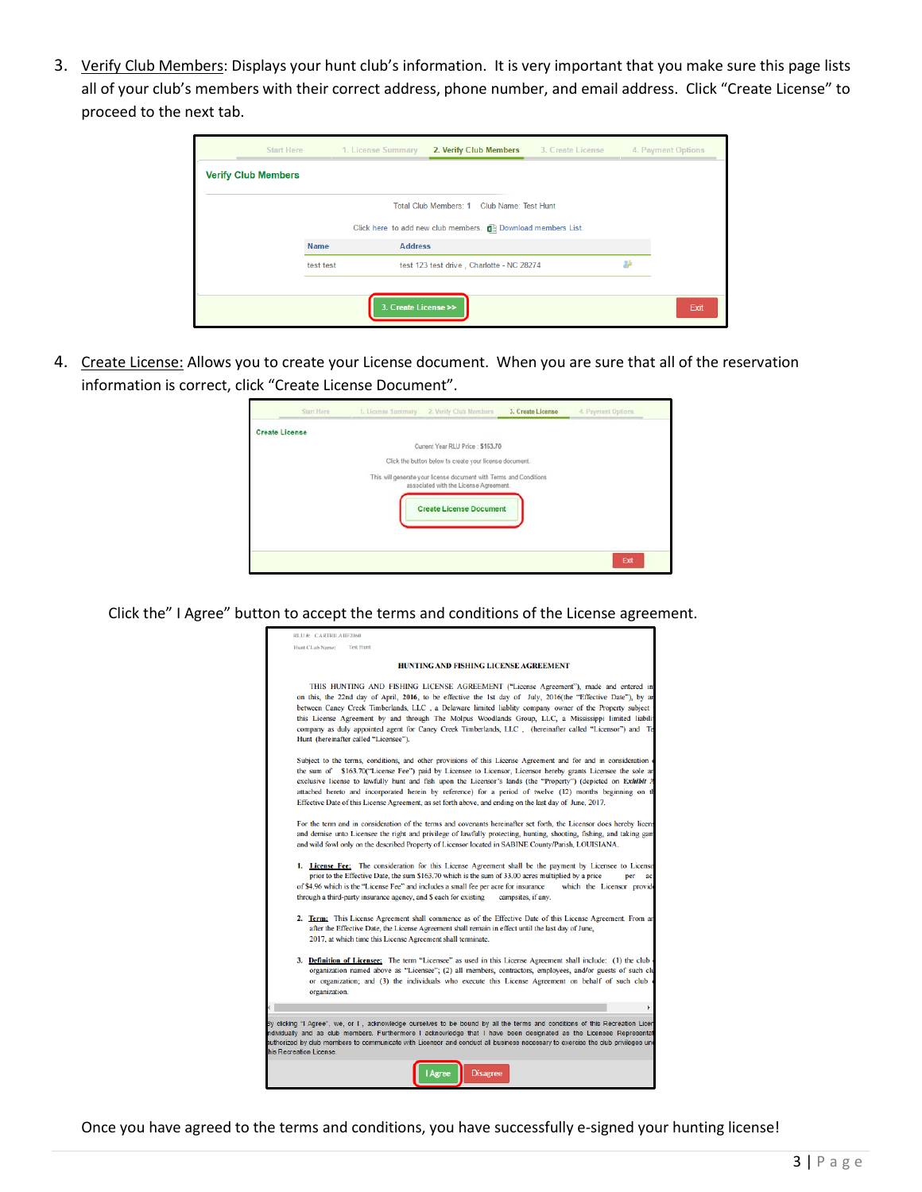3. Verify Club Members: Displays your hunt club's information. It is very important that you make sure this page lists all of your club's members with their correct address, phone number, and email address. Click "Create License" to proceed to the next tab.

4. Create License: Allows you to create your License document. When you are sure that all of the reservation information is correct, click "Create License Document".

   Click the" I Agree" button to accept the terms and conditions of the License agreement.

   Once you have agreed to the terms and conditions, you have successfully e-signed your hunting license!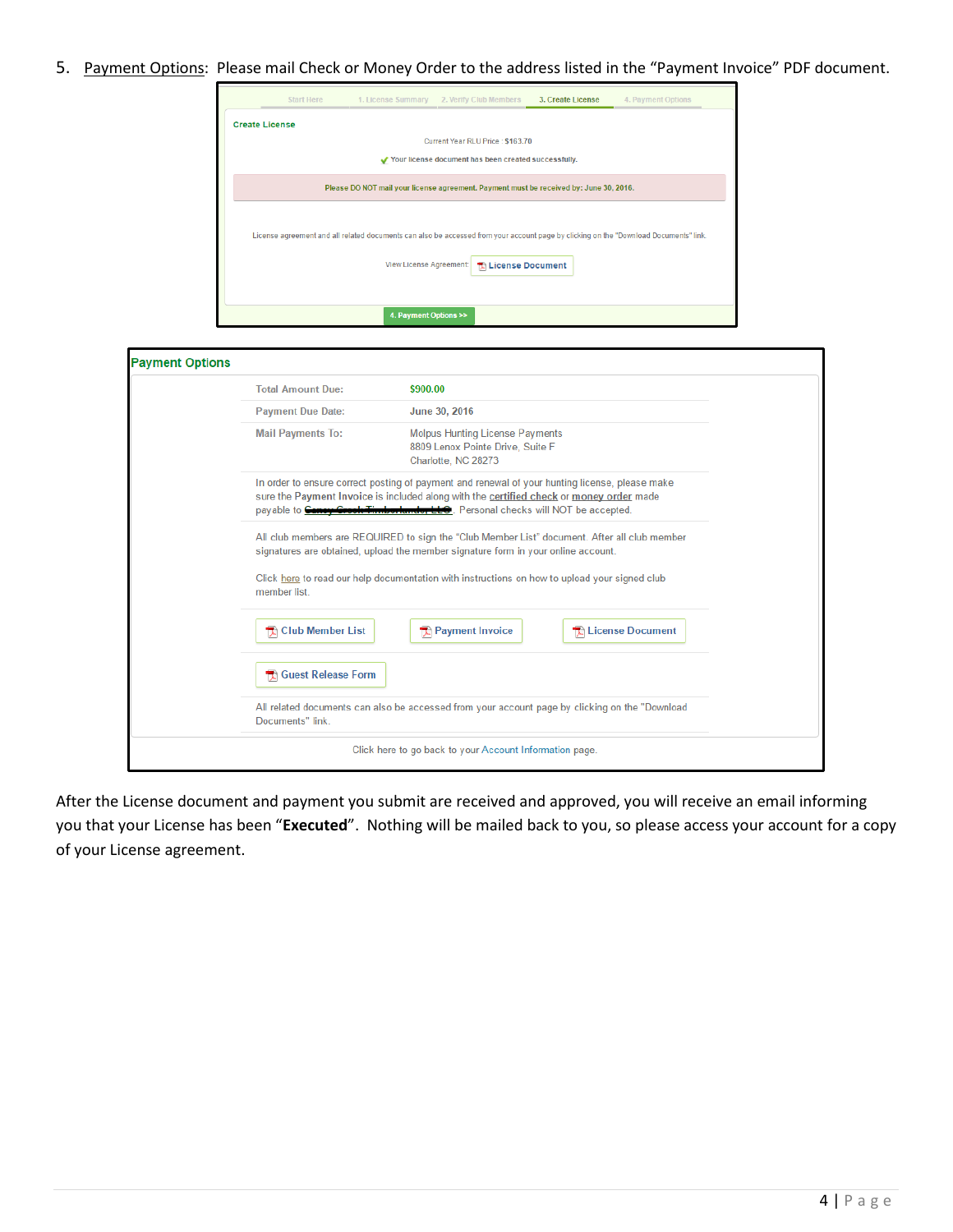5. Payment Options: Please mail Check or Money Order to the address listed in the "Payment Invoice" PDF document.

Start Here | 1. License Summary | 2. Verify Club Members | 3. Create License | 4. Payment Options

**Create License**

Current Year RLU Price : $163.70

✔ Your license document has been created successfully.

Please DO NOT mail your license agreement. Payment must be received by: June 30, 2016.

License agreement and all related documents can also be accessed from your account page by clicking on the "Download Documents" link.

View License Agreement: License Document

4. Payment Options >>

**Payment Options**

| | |
|---|---|
| Total Amount Due: | $900.00 |
| Payment Due Date: | June 30, 2016 |
| Mail Payments To: | Molpus Hunting License Payments<br>8809 Lenox Pointe Drive, Suite F<br>Charlotte, NC 28273 |

In order to ensure correct posting of payment and renewal of your hunting license, please make sure the **Payment Invoice** is included along with the certified check or money order made payable to ~~Caney Creek Timberlands, LLC~~. Personal checks will NOT be accepted.

All club members are REQUIRED to sign the "Club Member List" document. After all club member signatures are obtained, upload the member signature form in your online account.

Click here to read our help documentation with instructions on how to upload your signed club member list.

Club Member List | Payment Invoice | License Document

Guest Release Form

All related documents can also be accessed from your account page by clicking on the "Download Documents" link.

Click here to go back to your Account Information page.

After the License document and payment you submit are received and approved, you will receive an email informing you that your License has been "**Executed**". Nothing will be mailed back to you, so please access your account for a copy of your License agreement.